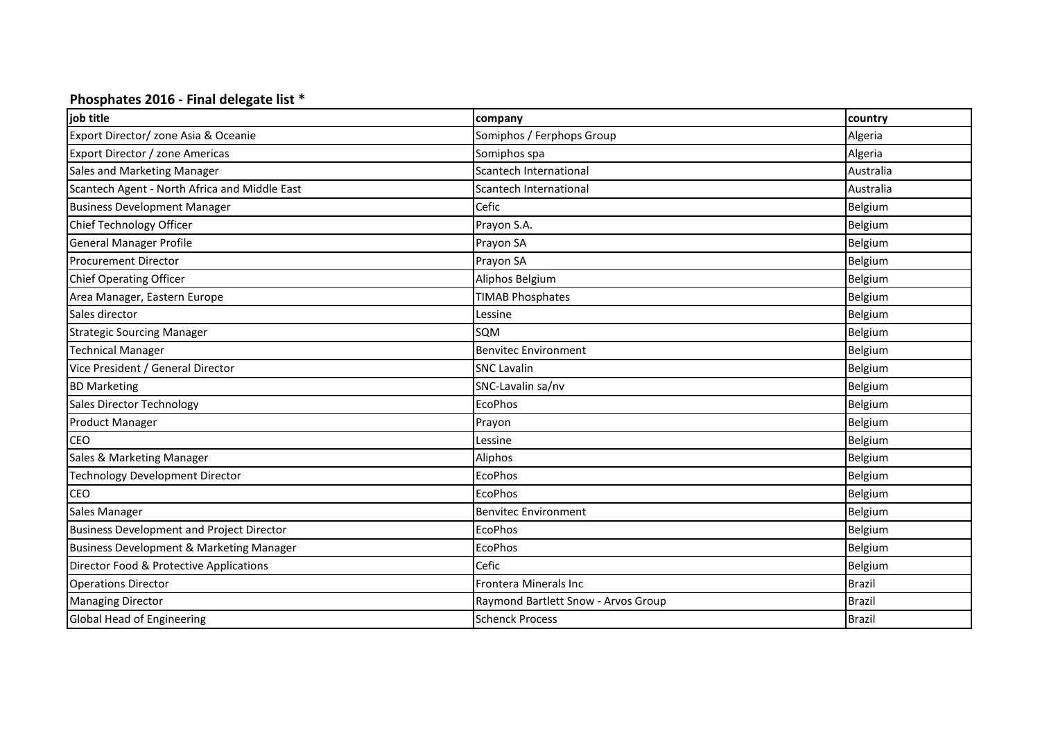**Phosphates 2016 - Final delegate list ***

| job title | company | country |
|---|---|---|
| Export Director/ zone Asia & Oceanie | Somiphos / Ferphops Group | Algeria |
| Export Director / zone Americas | Somiphos spa | Algeria |
| Sales and Marketing Manager | Scantech International | Australia |
| Scantech Agent - North Africa and Middle East | Scantech International | Australia |
| Business Development Manager | Cefic | Belgium |
| Chief Technology Officer | Prayon S.A. | Belgium |
| General Manager Profile | Prayon SA | Belgium |
| Procurement Director | Prayon SA | Belgium |
| Chief Operating Officer | Aliphos Belgium | Belgium |
| Area Manager, Eastern Europe | TIMAB Phosphates | Belgium |
| Sales director | Lessine | Belgium |
| Strategic Sourcing Manager | SQM | Belgium |
| Technical Manager | Benvitec Environment | Belgium |
| Vice President / General Director | SNC Lavalin | Belgium |
| BD Marketing | SNC-Lavalin sa/nv | Belgium |
| Sales Director Technology | EcoPhos | Belgium |
| Product Manager | Prayon | Belgium |
| CEO | Lessine | Belgium |
| Sales & Marketing Manager | Aliphos | Belgium |
| Technology Development Director | EcoPhos | Belgium |
| CEO | EcoPhos | Belgium |
| Sales Manager | Benvitec Environment | Belgium |
| Business Development and Project Director | EcoPhos | Belgium |
| Business Development & Marketing Manager | EcoPhos | Belgium |
| Director Food & Protective Applications | Cefic | Belgium |
| Operations Director | Frontera Minerals Inc | Brazil |
| Managing Director | Raymond Bartlett Snow - Arvos Group | Brazil |
| Global Head of Engineering | Schenck Process | Brazil |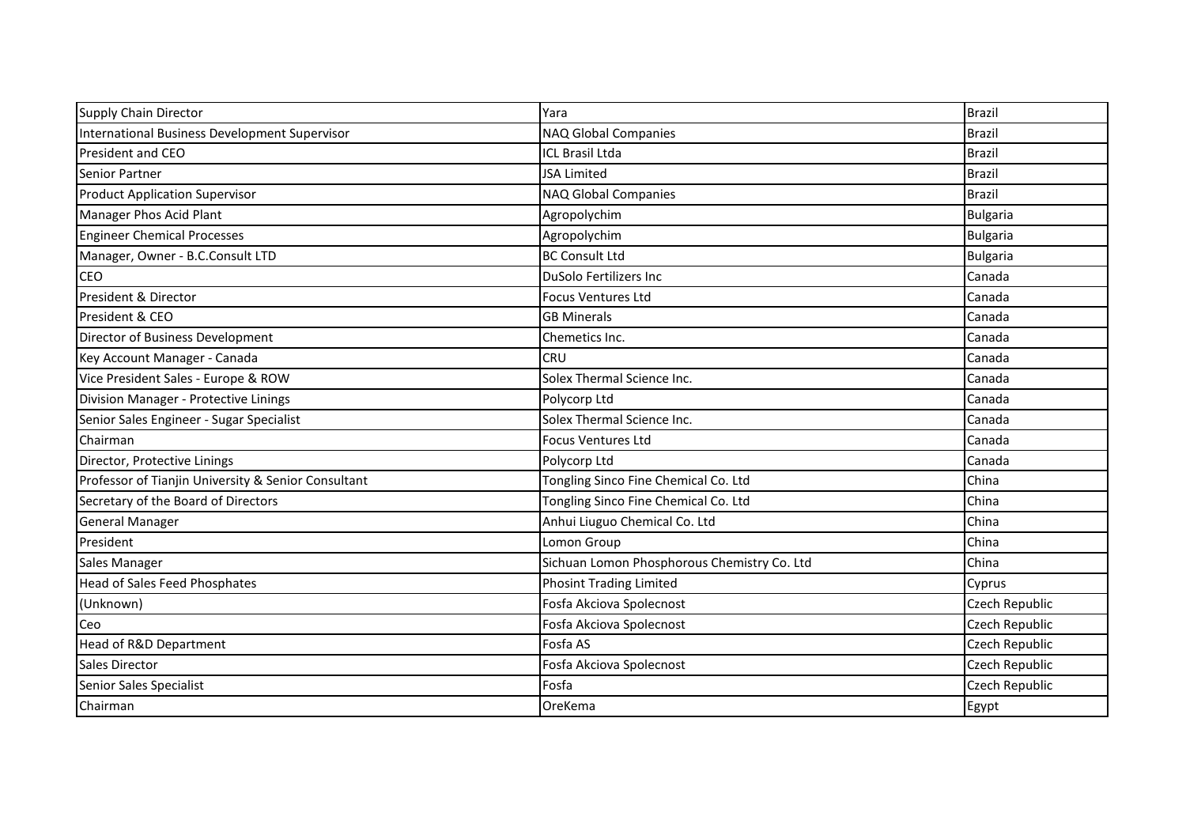| Supply Chain Director | Yara | Brazil |
|---|---|---|
| International Business Development Supervisor | NAQ Global Companies | Brazil |
| President and CEO | ICL Brasil Ltda | Brazil |
| Senior Partner | JSA Limited | Brazil |
| Product Application Supervisor | NAQ Global Companies | Brazil |
| Manager Phos Acid Plant | Agropolychim | Bulgaria |
| Engineer Chemical Processes | Agropolychim | Bulgaria |
| Manager, Owner - B.C.Consult LTD | BC Consult Ltd | Bulgaria |
| CEO | DuSolo Fertilizers Inc | Canada |
| President & Director | Focus Ventures Ltd | Canada |
| President & CEO | GB Minerals | Canada |
| Director of Business Development | Chemetics Inc. | Canada |
| Key Account Manager - Canada | CRU | Canada |
| Vice President Sales - Europe & ROW | Solex Thermal Science Inc. | Canada |
| Division Manager - Protective Linings | Polycorp Ltd | Canada |
| Senior Sales Engineer - Sugar Specialist | Solex Thermal Science Inc. | Canada |
| Chairman | Focus Ventures Ltd | Canada |
| Director, Protective Linings | Polycorp Ltd | Canada |
| Professor of Tianjin University & Senior Consultant | Tongling Sinco Fine Chemical Co. Ltd | China |
| Secretary of the Board of Directors | Tongling Sinco Fine Chemical Co. Ltd | China |
| General Manager | Anhui Liuguo Chemical Co. Ltd | China |
| President | Lomon Group | China |
| Sales Manager | Sichuan Lomon Phosphorous Chemistry Co. Ltd | China |
| Head of Sales Feed Phosphates | Phosint Trading Limited | Cyprus |
| (Unknown) | Fosfa Akciova Spolecnost | Czech Republic |
| Ceo | Fosfa Akciova Spolecnost | Czech Republic |
| Head of R&D Department | Fosfa AS | Czech Republic |
| Sales Director | Fosfa Akciova Spolecnost | Czech Republic |
| Senior Sales Specialist | Fosfa | Czech Republic |
| Chairman | OreKema | Egypt |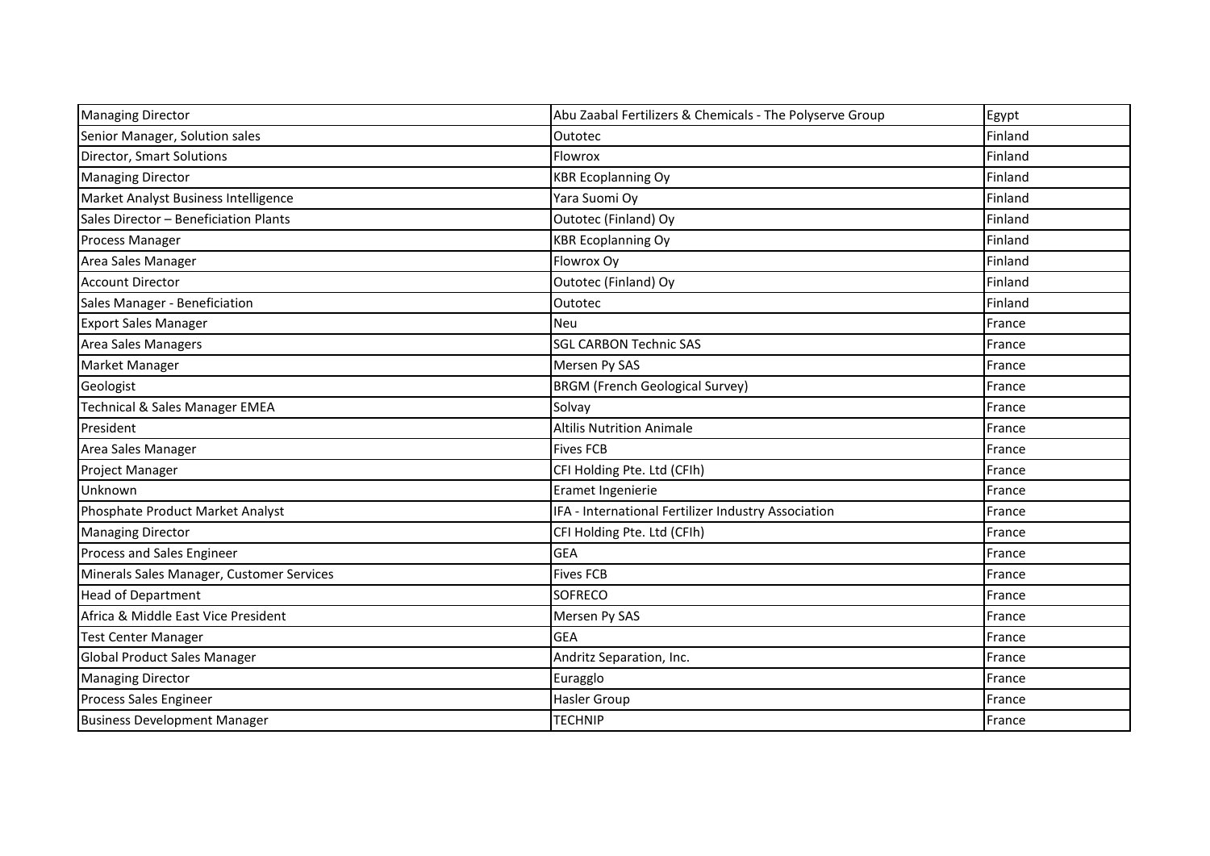| | | |
|---|---|---|
| Managing Director | Abu Zaabal Fertilizers & Chemicals - The Polyserve Group | Egypt |
| Senior Manager, Solution sales | Outotec | Finland |
| Director, Smart Solutions | Flowrox | Finland |
| Managing Director | KBR Ecoplanning Oy | Finland |
| Market Analyst Business Intelligence | Yara Suomi Oy | Finland |
| Sales Director – Beneficiation Plants | Outotec (Finland) Oy | Finland |
| Process Manager | KBR Ecoplanning Oy | Finland |
| Area Sales Manager | Flowrox Oy | Finland |
| Account Director | Outotec (Finland) Oy | Finland |
| Sales Manager - Beneficiation | Outotec | Finland |
| Export Sales Manager | Neu | France |
| Area Sales Managers | SGL CARBON Technic SAS | France |
| Market Manager | Mersen Py SAS | France |
| Geologist | BRGM (French Geological Survey) | France |
| Technical & Sales Manager EMEA | Solvay | France |
| President | Altilis Nutrition Animale | France |
| Area Sales Manager | Fives FCB | France |
| Project Manager | CFI Holding Pte. Ltd (CFIh) | France |
| Unknown | Eramet Ingenierie | France |
| Phosphate Product Market Analyst | IFA - International Fertilizer Industry Association | France |
| Managing Director | CFI Holding Pte. Ltd (CFIh) | France |
| Process and Sales Engineer | GEA | France |
| Minerals Sales Manager, Customer Services | Fives FCB | France |
| Head of Department | SOFRECO | France |
| Africa & Middle East Vice President | Mersen Py SAS | France |
| Test Center Manager | GEA | France |
| Global Product Sales Manager | Andritz Separation, Inc. | France |
| Managing Director | Euragglo | France |
| Process Sales Engineer | Hasler Group | France |
| Business Development Manager | TECHNIP | France |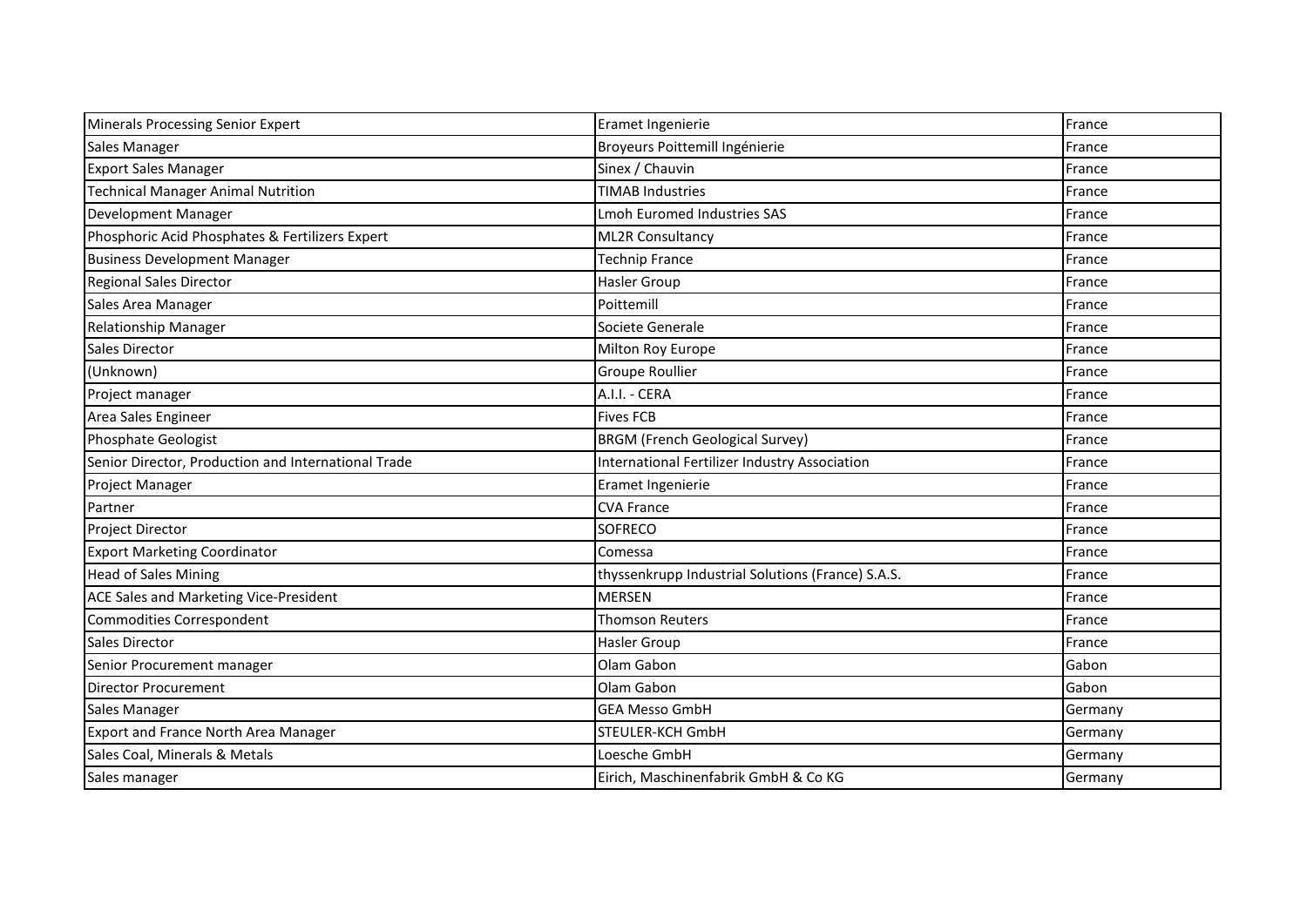| Minerals Processing Senior Expert | Eramet Ingenierie | France |
|---|---|---|
| Sales Manager | Broyeurs Poittemill Ingénierie | France |
| Export Sales Manager | Sinex / Chauvin | France |
| Technical Manager Animal Nutrition | TIMAB Industries | France |
| Development Manager | Lmoh Euromed Industries SAS | France |
| Phosphoric Acid Phosphates & Fertilizers Expert | ML2R Consultancy | France |
| Business Development Manager | Technip France | France |
| Regional Sales Director | Hasler Group | France |
| Sales Area Manager | Poittemill | France |
| Relationship Manager | Societe Generale | France |
| Sales Director | Milton Roy Europe | France |
| (Unknown) | Groupe Roullier | France |
| Project manager | A.I.I. - CERA | France |
| Area Sales Engineer | Fives FCB | France |
| Phosphate Geologist | BRGM (French Geological Survey) | France |
| Senior Director, Production and International Trade | International Fertilizer Industry Association | France |
| Project Manager | Eramet Ingenierie | France |
| Partner | CVA France | France |
| Project Director | SOFRECO | France |
| Export Marketing Coordinator | Comessa | France |
| Head of Sales Mining | thyssenkrupp Industrial Solutions (France) S.A.S. | France |
| ACE Sales and Marketing Vice-President | MERSEN | France |
| Commodities Correspondent | Thomson Reuters | France |
| Sales Director | Hasler Group | France |
| Senior Procurement manager | Olam Gabon | Gabon |
| Director Procurement | Olam Gabon | Gabon |
| Sales Manager | GEA Messo GmbH | Germany |
| Export and France North Area Manager | STEULER-KCH GmbH | Germany |
| Sales Coal, Minerals & Metals | Loesche GmbH | Germany |
| Sales manager | Eirich, Maschinenfabrik GmbH & Co KG | Germany |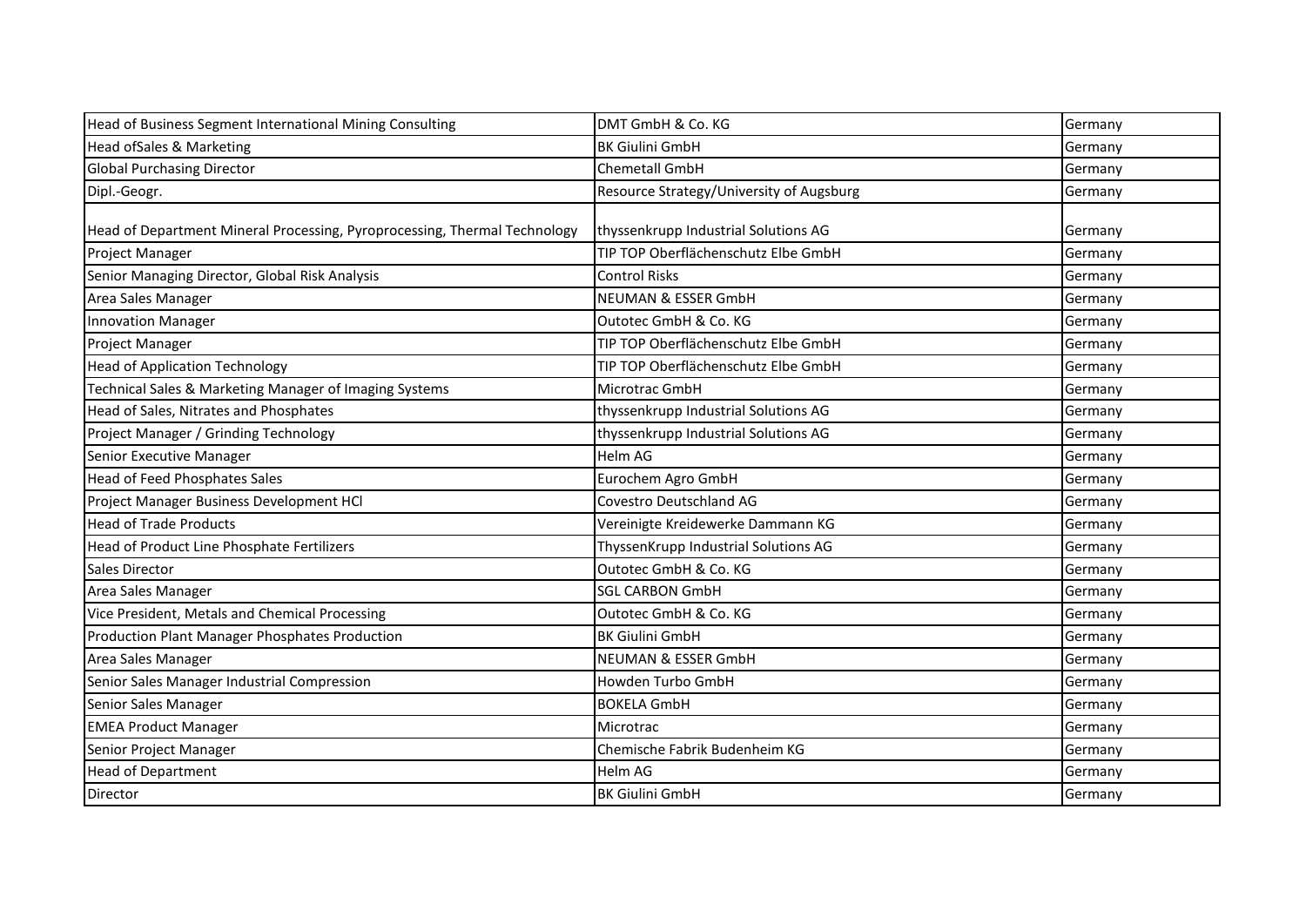| Head of Business Segment International Mining Consulting | DMT GmbH & Co. KG | Germany |
|---|---|---|
| Head ofSales & Marketing | BK Giulini GmbH | Germany |
| Global Purchasing Director | Chemetall GmbH | Germany |
| Dipl.-Geogr. | Resource Strategy/University of Augsburg | Germany |
| Head of Department Mineral Processing, Pyroprocessing, Thermal Technology | thyssenkrupp Industrial Solutions AG | Germany |
| Project Manager | TIP TOP Oberflächenschutz Elbe GmbH | Germany |
| Senior Managing Director, Global Risk Analysis | Control Risks | Germany |
| Area Sales Manager | NEUMAN & ESSER GmbH | Germany |
| Innovation Manager | Outotec GmbH & Co. KG | Germany |
| Project Manager | TIP TOP Oberflächenschutz Elbe GmbH | Germany |
| Head of Application Technology | TIP TOP Oberflächenschutz Elbe GmbH | Germany |
| Technical Sales & Marketing Manager of Imaging Systems | Microtrac GmbH | Germany |
| Head of Sales, Nitrates and Phosphates | thyssenkrupp Industrial Solutions AG | Germany |
| Project Manager / Grinding Technology | thyssenkrupp Industrial Solutions AG | Germany |
| Senior Executive Manager | Helm AG | Germany |
| Head of Feed Phosphates Sales | Eurochem Agro GmbH | Germany |
| Project Manager Business Development HCl | Covestro Deutschland AG | Germany |
| Head of Trade Products | Vereinigte Kreidewerke Dammann KG | Germany |
| Head of Product Line Phosphate Fertilizers | ThyssenKrupp Industrial Solutions AG | Germany |
| Sales Director | Outotec GmbH & Co. KG | Germany |
| Area Sales Manager | SGL CARBON GmbH | Germany |
| Vice President, Metals and Chemical Processing | Outotec GmbH & Co. KG | Germany |
| Production Plant Manager Phosphates Production | BK Giulini GmbH | Germany |
| Area Sales Manager | NEUMAN & ESSER GmbH | Germany |
| Senior Sales Manager Industrial Compression | Howden Turbo GmbH | Germany |
| Senior Sales Manager | BOKELA GmbH | Germany |
| EMEA Product Manager | Microtrac | Germany |
| Senior Project Manager | Chemische Fabrik Budenheim KG | Germany |
| Head of Department | Helm AG | Germany |
| Director | BK Giulini GmbH | Germany |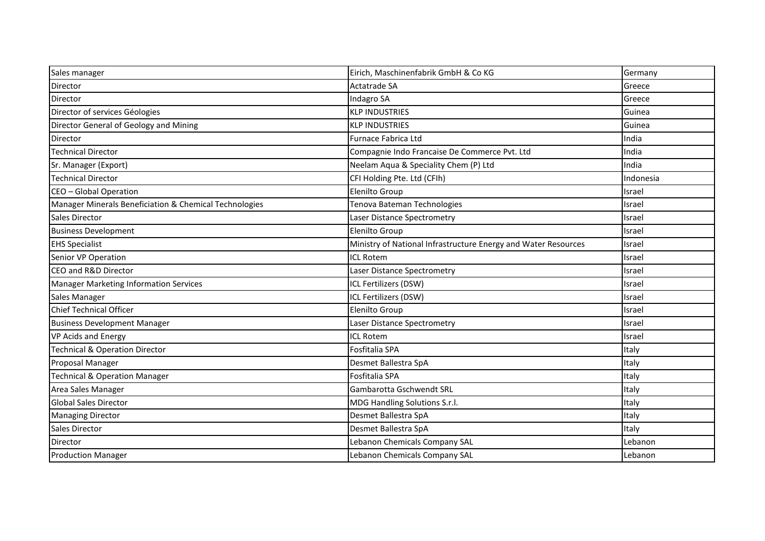| Sales manager | Eirich, Maschinenfabrik GmbH & Co KG | Germany |
|---|---|---|
| Director | Actatrade SA | Greece |
| Director | Indagro SA | Greece |
| Director of services Géologies | KLP INDUSTRIES | Guinea |
| Director General of Geology and Mining | KLP INDUSTRIES | Guinea |
| Director | Furnace Fabrica Ltd | India |
| Technical Director | Compagnie Indo Francaise De Commerce Pvt. Ltd | India |
| Sr. Manager (Export) | Neelam Aqua & Speciality Chem (P) Ltd | India |
| Technical Director | CFI Holding Pte. Ltd (CFIh) | Indonesia |
| CEO – Global Operation | Elenilto Group | Israel |
| Manager Minerals Beneficiation & Chemical Technologies | Tenova Bateman Technologies | Israel |
| Sales Director | Laser Distance Spectrometry | Israel |
| Business Development | Elenilto Group | Israel |
| EHS Specialist | Ministry of National Infrastructure Energy and Water Resources | Israel |
| Senior VP Operation | ICL Rotem | Israel |
| CEO and R&D Director | Laser Distance Spectrometry | Israel |
| Manager Marketing Information Services | ICL Fertilizers (DSW) | Israel |
| Sales Manager | ICL Fertilizers (DSW) | Israel |
| Chief Technical Officer | Elenilto Group | Israel |
| Business Development Manager | Laser Distance Spectrometry | Israel |
| VP Acids and Energy | ICL Rotem | Israel |
| Technical & Operation Director | Fosfitalia SPA | Italy |
| Proposal Manager | Desmet Ballestra SpA | Italy |
| Technical & Operation Manager | Fosfitalia SPA | Italy |
| Area Sales Manager | Gambarotta Gschwendt SRL | Italy |
| Global Sales Director | MDG Handling Solutions S.r.l. | Italy |
| Managing Director | Desmet Ballestra SpA | Italy |
| Sales Director | Desmet Ballestra SpA | Italy |
| Director | Lebanon Chemicals Company SAL | Lebanon |
| Production Manager | Lebanon Chemicals Company SAL | Lebanon |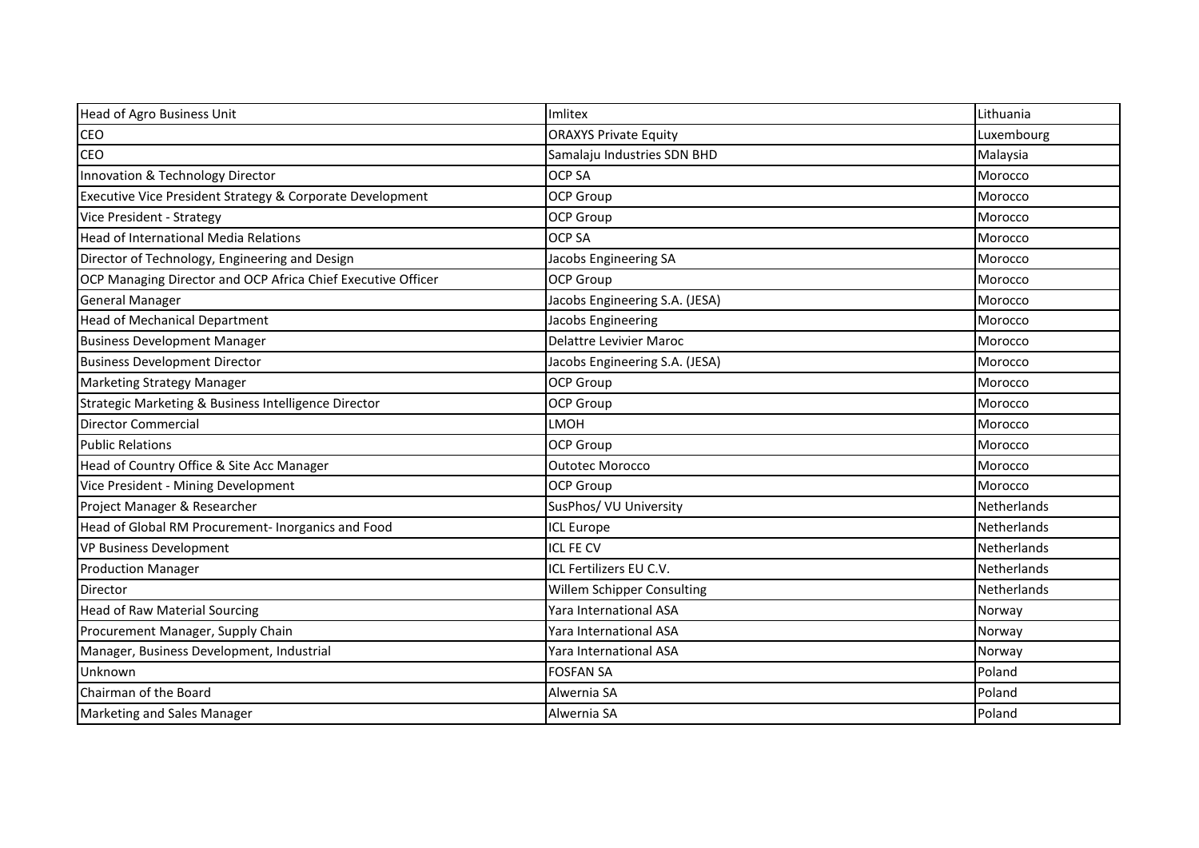| Head of Agro Business Unit | Imlitex | Lithuania |
| --- | --- | --- |
| CEO | ORAXYS Private Equity | Luxembourg |
| CEO | Samalaju Industries SDN BHD | Malaysia |
| Innovation & Technology Director | OCP SA | Morocco |
| Executive Vice President Strategy & Corporate Development | OCP Group | Morocco |
| Vice President - Strategy | OCP Group | Morocco |
| Head of International Media Relations | OCP SA | Morocco |
| Director of Technology, Engineering and Design | Jacobs Engineering SA | Morocco |
| OCP Managing Director and OCP Africa Chief Executive Officer | OCP Group | Morocco |
| General Manager | Jacobs Engineering S.A. (JESA) | Morocco |
| Head of Mechanical Department | Jacobs Engineering | Morocco |
| Business Development Manager | Delattre Levivier Maroc | Morocco |
| Business Development Director | Jacobs Engineering S.A. (JESA) | Morocco |
| Marketing Strategy Manager | OCP Group | Morocco |
| Strategic Marketing & Business Intelligence Director | OCP Group | Morocco |
| Director Commercial | LMOH | Morocco |
| Public Relations | OCP Group | Morocco |
| Head of Country Office & Site Acc Manager | Outotec Morocco | Morocco |
| Vice President - Mining Development | OCP Group | Morocco |
| Project Manager & Researcher | SusPhos/ VU University | Netherlands |
| Head of Global RM Procurement- Inorganics and Food | ICL Europe | Netherlands |
| VP Business Development | ICL FE CV | Netherlands |
| Production Manager | ICL Fertilizers EU C.V. | Netherlands |
| Director | Willem Schipper Consulting | Netherlands |
| Head of Raw Material Sourcing | Yara International ASA | Norway |
| Procurement Manager, Supply Chain | Yara International ASA | Norway |
| Manager, Business Development, Industrial | Yara International ASA | Norway |
| Unknown | FOSFAN SA | Poland |
| Chairman of the Board | Alwernia SA | Poland |
| Marketing and Sales Manager | Alwernia SA | Poland |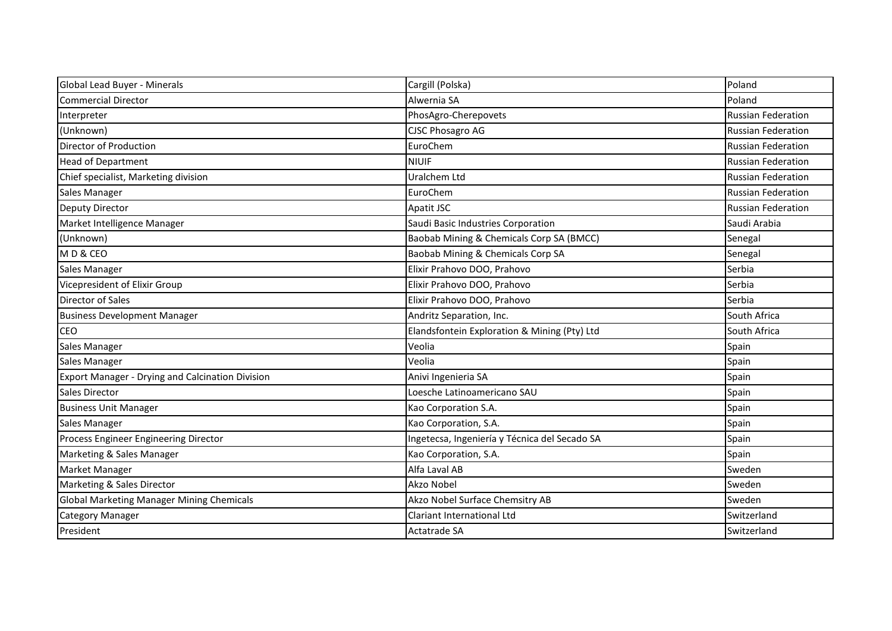| Global Lead Buyer - Minerals | Cargill (Polska) | Poland |
|---|---|---|
| Commercial Director | Alwernia SA | Poland |
| Interpreter | PhosAgro-Cherepovets | Russian Federation |
| (Unknown) | CJSC Phosagro AG | Russian Federation |
| Director of Production | EuroChem | Russian Federation |
| Head of Department | NIUIF | Russian Federation |
| Chief specialist, Marketing division | Uralchem Ltd | Russian Federation |
| Sales Manager | EuroChem | Russian Federation |
| Deputy Director | Apatit JSC | Russian Federation |
| Market Intelligence Manager | Saudi Basic Industries Corporation | Saudi Arabia |
| (Unknown) | Baobab Mining & Chemicals Corp SA (BMCC) | Senegal |
| M D & CEO | Baobab Mining & Chemicals Corp SA | Senegal |
| Sales Manager | Elixir Prahovo DOO, Prahovo | Serbia |
| Vicepresident of Elixir Group | Elixir Prahovo DOO, Prahovo | Serbia |
| Director of Sales | Elixir Prahovo DOO, Prahovo | Serbia |
| Business Development Manager | Andritz Separation, Inc. | South Africa |
| CEO | Elandsfontein Exploration & Mining (Pty) Ltd | South Africa |
| Sales Manager | Veolia | Spain |
| Sales Manager | Veolia | Spain |
| Export Manager - Drying and Calcination Division | Anivi Ingenieria SA | Spain |
| Sales Director | Loesche Latinoamericano SAU | Spain |
| Business Unit Manager | Kao Corporation S.A. | Spain |
| Sales Manager | Kao Corporation, S.A. | Spain |
| Process Engineer Engineering Director | Ingetecsa, Ingeniería y Técnica del Secado SA | Spain |
| Marketing & Sales Manager | Kao Corporation, S.A. | Spain |
| Market Manager | Alfa Laval AB | Sweden |
| Marketing & Sales Director | Akzo Nobel | Sweden |
| Global Marketing Manager Mining Chemicals | Akzo Nobel Surface Chemsitry AB | Sweden |
| Category Manager | Clariant International Ltd | Switzerland |
| President | Actatrade SA | Switzerland |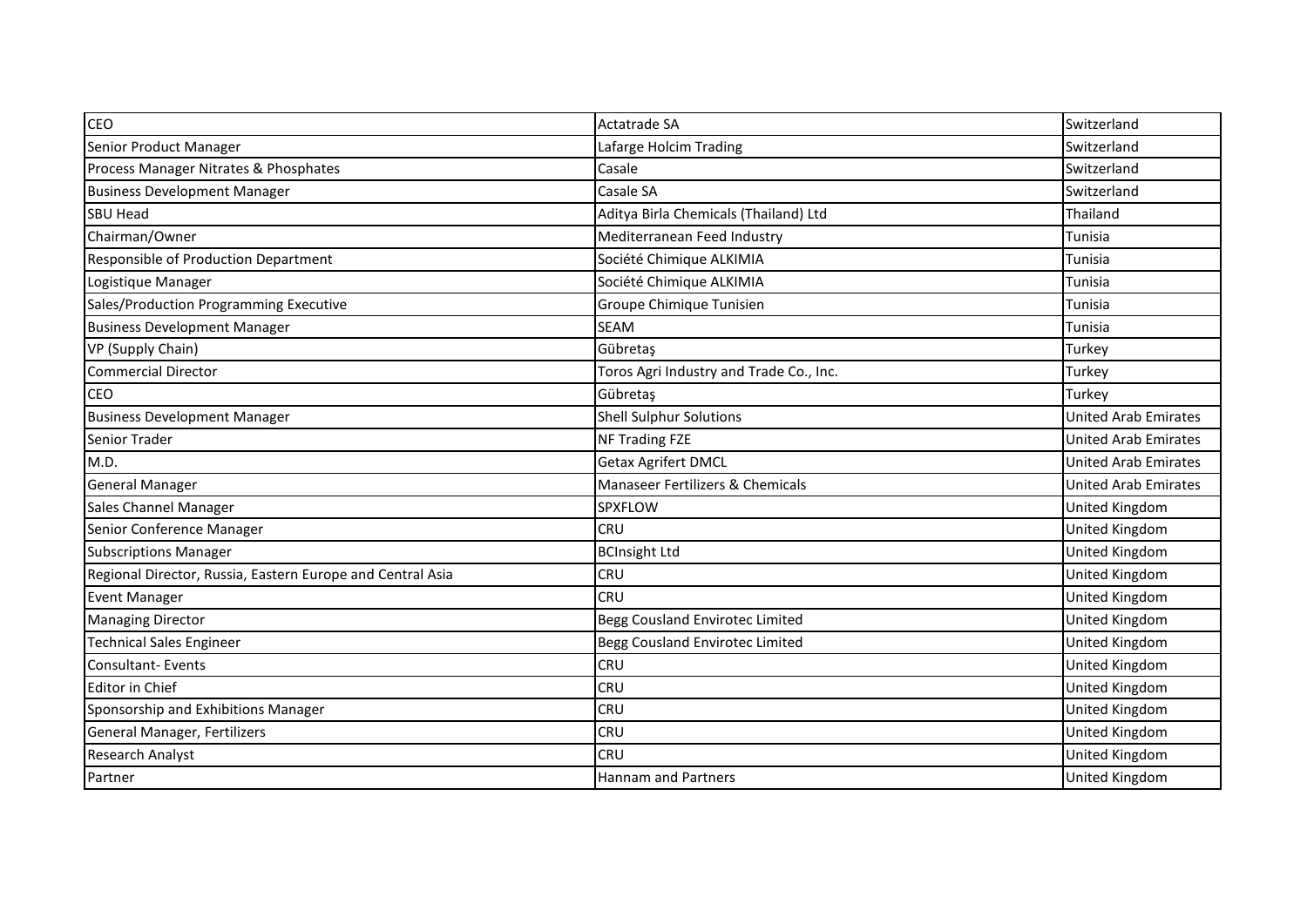| CEO | Actatrade SA | Switzerland |
|---|---|---|
| Senior Product Manager | Lafarge Holcim Trading | Switzerland |
| Process Manager Nitrates & Phosphates | Casale | Switzerland |
| Business Development Manager | Casale SA | Switzerland |
| SBU Head | Aditya Birla Chemicals (Thailand) Ltd | Thailand |
| Chairman/Owner | Mediterranean Feed Industry | Tunisia |
| Responsible of Production Department | Société Chimique ALKIMIA | Tunisia |
| Logistique Manager | Société Chimique ALKIMIA | Tunisia |
| Sales/Production Programming Executive | Groupe Chimique Tunisien | Tunisia |
| Business Development Manager | SEAM | Tunisia |
| VP (Supply Chain) | Gübretaş | Turkey |
| Commercial Director | Toros Agri Industry and Trade Co., Inc. | Turkey |
| CEO | Gübretaş | Turkey |
| Business Development Manager | Shell Sulphur Solutions | United Arab Emirates |
| Senior Trader | NF Trading FZE | United Arab Emirates |
| M.D. | Getax Agrifert DMCL | United Arab Emirates |
| General Manager | Manaseer Fertilizers & Chemicals | United Arab Emirates |
| Sales Channel Manager | SPXFLOW | United Kingdom |
| Senior Conference Manager | CRU | United Kingdom |
| Subscriptions Manager | BCInsight Ltd | United Kingdom |
| Regional Director, Russia, Eastern Europe and Central Asia | CRU | United Kingdom |
| Event Manager | CRU | United Kingdom |
| Managing Director | Begg Cousland Envirotec Limited | United Kingdom |
| Technical Sales Engineer | Begg Cousland Envirotec Limited | United Kingdom |
| Consultant- Events | CRU | United Kingdom |
| Editor in Chief | CRU | United Kingdom |
| Sponsorship and Exhibitions Manager | CRU | United Kingdom |
| General Manager, Fertilizers | CRU | United Kingdom |
| Research Analyst | CRU | United Kingdom |
| Partner | Hannam and Partners | United Kingdom |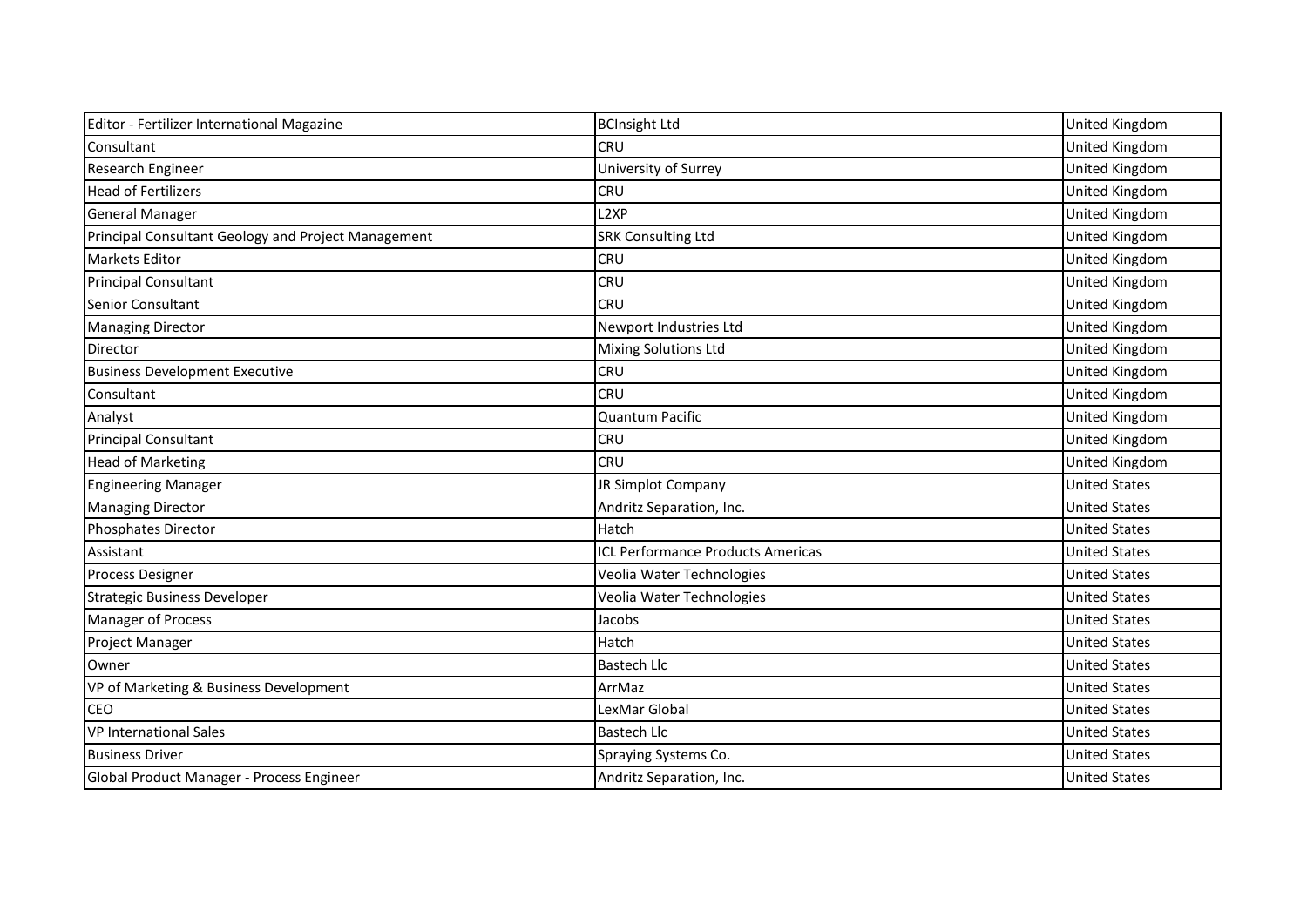| | | |
|---|---|---|
| Editor - Fertilizer International Magazine | BCInsight Ltd | United Kingdom |
| Consultant | CRU | United Kingdom |
| Research Engineer | University of Surrey | United Kingdom |
| Head of Fertilizers | CRU | United Kingdom |
| General Manager | L2XP | United Kingdom |
| Principal Consultant Geology and Project Management | SRK Consulting Ltd | United Kingdom |
| Markets Editor | CRU | United Kingdom |
| Principal Consultant | CRU | United Kingdom |
| Senior Consultant | CRU | United Kingdom |
| Managing Director | Newport Industries Ltd | United Kingdom |
| Director | Mixing Solutions Ltd | United Kingdom |
| Business Development Executive | CRU | United Kingdom |
| Consultant | CRU | United Kingdom |
| Analyst | Quantum Pacific | United Kingdom |
| Principal Consultant | CRU | United Kingdom |
| Head of Marketing | CRU | United Kingdom |
| Engineering Manager | JR Simplot Company | United States |
| Managing Director | Andritz Separation, Inc. | United States |
| Phosphates Director | Hatch | United States |
| Assistant | ICL Performance Products Americas | United States |
| Process Designer | Veolia Water Technologies | United States |
| Strategic Business Developer | Veolia Water Technologies | United States |
| Manager of Process | Jacobs | United States |
| Project Manager | Hatch | United States |
| Owner | Bastech Llc | United States |
| VP of Marketing & Business Development | ArrMaz | United States |
| CEO | LexMar Global | United States |
| VP International Sales | Bastech Llc | United States |
| Business Driver | Spraying Systems Co. | United States |
| Global Product Manager - Process Engineer | Andritz Separation, Inc. | United States |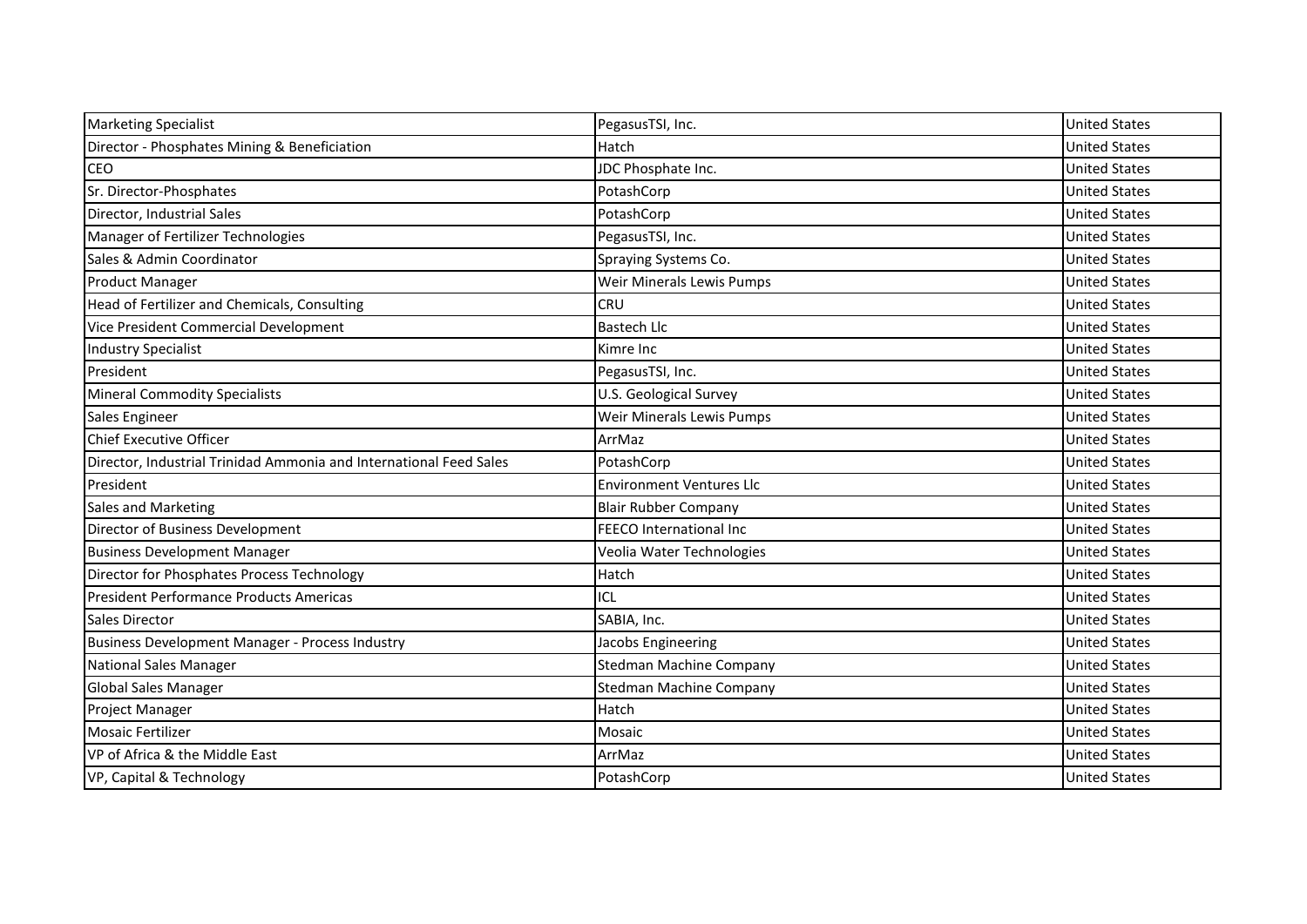| Marketing Specialist | PegasusTSI, Inc. | United States |
|---|---|---|
| Director - Phosphates Mining & Beneficiation | Hatch | United States |
| CEO | JDC Phosphate Inc. | United States |
| Sr. Director-Phosphates | PotashCorp | United States |
| Director, Industrial Sales | PotashCorp | United States |
| Manager of Fertilizer Technologies | PegasusTSI, Inc. | United States |
| Sales & Admin Coordinator | Spraying Systems Co. | United States |
| Product Manager | Weir Minerals Lewis Pumps | United States |
| Head of Fertilizer and Chemicals, Consulting | CRU | United States |
| Vice President Commercial Development | Bastech Llc | United States |
| Industry Specialist | Kimre Inc | United States |
| President | PegasusTSI, Inc. | United States |
| Mineral Commodity Specialists | U.S. Geological Survey | United States |
| Sales Engineer | Weir Minerals Lewis Pumps | United States |
| Chief Executive Officer | ArrMaz | United States |
| Director, Industrial Trinidad Ammonia and International Feed Sales | PotashCorp | United States |
| President | Environment Ventures Llc | United States |
| Sales and Marketing | Blair Rubber Company | United States |
| Director of Business Development | FEECO International Inc | United States |
| Business Development Manager | Veolia Water Technologies | United States |
| Director for Phosphates Process Technology | Hatch | United States |
| President Performance Products Americas | ICL | United States |
| Sales Director | SABIA, Inc. | United States |
| Business Development Manager - Process Industry | Jacobs Engineering | United States |
| National Sales Manager | Stedman Machine Company | United States |
| Global Sales Manager | Stedman Machine Company | United States |
| Project Manager | Hatch | United States |
| Mosaic Fertilizer | Mosaic | United States |
| VP of Africa & the Middle East | ArrMaz | United States |
| VP, Capital & Technology | PotashCorp | United States |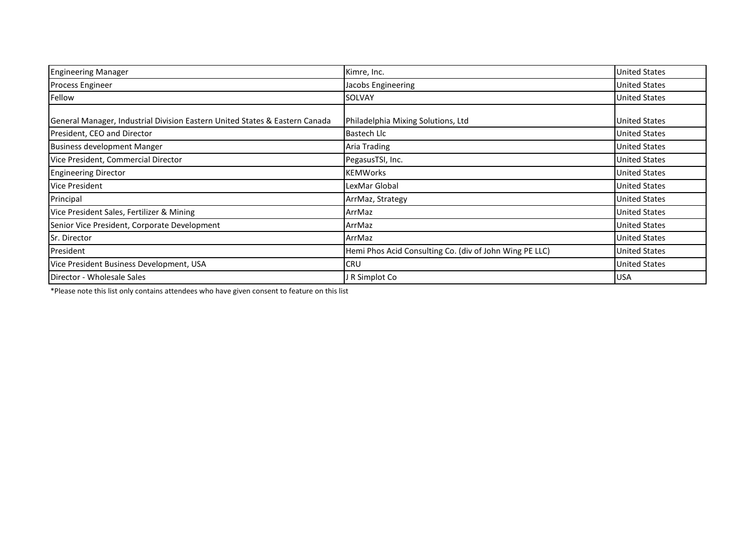| | | |
|---|---|---|
| Engineering Manager | Kimre, Inc. | United States |
| Process Engineer | Jacobs Engineering | United States |
| Fellow | SOLVAY | United States |
| General Manager, Industrial Division Eastern United States & Eastern Canada | Philadelphia Mixing Solutions, Ltd | United States |
| President, CEO and Director | Bastech Llc | United States |
| Business development Manger | Aria Trading | United States |
| Vice President, Commercial Director | PegasusTSI, Inc. | United States |
| Engineering Director | KEMWorks | United States |
| Vice President | LexMar Global | United States |
| Principal | ArrMaz, Strategy | United States |
| Vice President Sales, Fertilizer & Mining | ArrMaz | United States |
| Senior Vice President, Corporate Development | ArrMaz | United States |
| Sr. Director | ArrMaz | United States |
| President | Hemi Phos Acid Consulting Co. (div of John Wing PE LLC) | United States |
| Vice President Business Development, USA | CRU | United States |
| Director - Wholesale Sales | J R Simplot Co | USA |

*Please note this list only contains attendees who have given consent to feature on this list